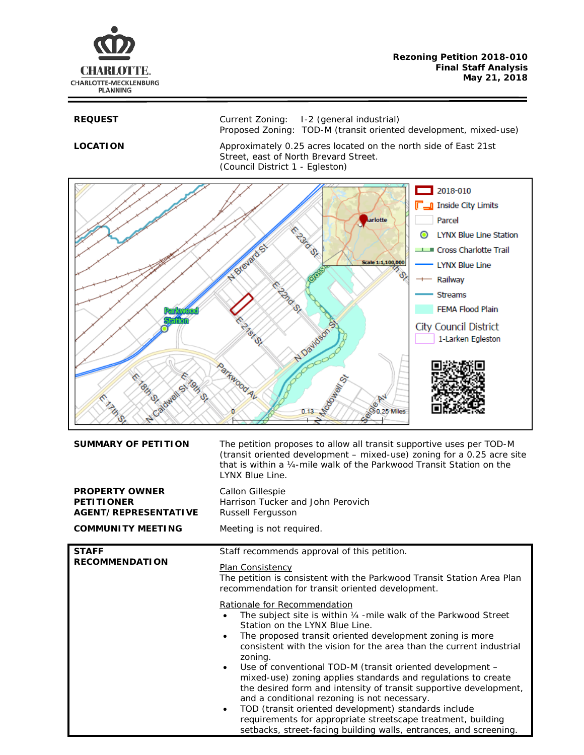CHARLOTTE.
CHARLOTTE-MECKLENBURG
PLANNING

**Rezoning Petition 2018-010**
**Final Staff Analysis**
**May 21, 2018**

**REQUEST**

Current Zoning: I-2 (general industrial)
Proposed Zoning: TOD-M (transit oriented development, mixed-use)

**LOCATION**

Approximately 0.25 acres located on the north side of East 21st Street, east of North Brevard Street.
(Council District 1 - Egleston)

**SUMMARY OF PETITION**

The petition proposes to allow all transit supportive uses per TOD-M (transit oriented development – mixed-use) zoning for a 0.25 acre site that is within a ¼-mile walk of the Parkwood Transit Station on the LYNX Blue Line.

**PROPERTY OWNER** Callon Gillespie
**PETITIONER** Harrison Tucker and John Perovich
**AGENT/REPRESENTATIVE** Russell Fergusson

**COMMUNITY MEETING** Meeting is not required.

**STAFF RECOMMENDATION**

Staff recommends approval of this petition.

Plan Consistency
The petition is consistent with the Parkwood Transit Station Area Plan recommendation for transit oriented development.

Rationale for Recommendation
- The subject site is within ¼ -mile walk of the Parkwood Street Station on the LYNX Blue Line.
- The proposed transit oriented development zoning is more consistent with the vision for the area than the current industrial zoning.
- Use of conventional TOD-M (transit oriented development – mixed-use) zoning applies standards and regulations to create the desired form and intensity of transit supportive development, and a conditional rezoning is not necessary.
- TOD (transit oriented development) standards include requirements for appropriate streetscape treatment, building setbacks, street-facing building walls, entrances, and screening.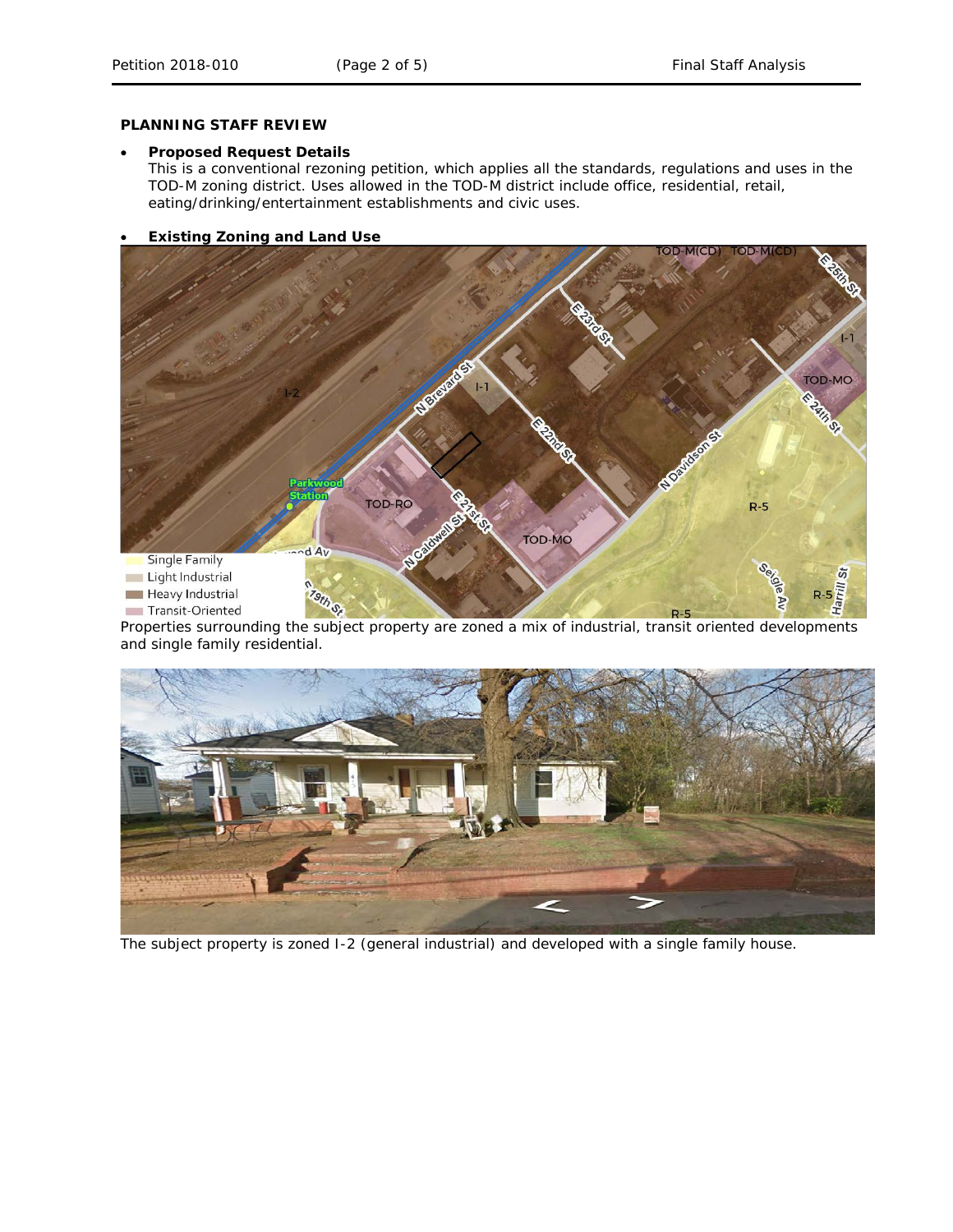**PLANNING STAFF REVIEW**

- **Proposed Request Details**
  This is a conventional rezoning petition, which applies all the standards, regulations and uses in the TOD-M zoning district. Uses allowed in the TOD-M district include office, residential, retail, eating/drinking/entertainment establishments and civic uses.

- **Existing Zoning and Land Use**

Properties surrounding the subject property are zoned a mix of industrial, transit oriented developments and single family residential.

The subject property is zoned I-2 (general industrial) and developed with a single family house.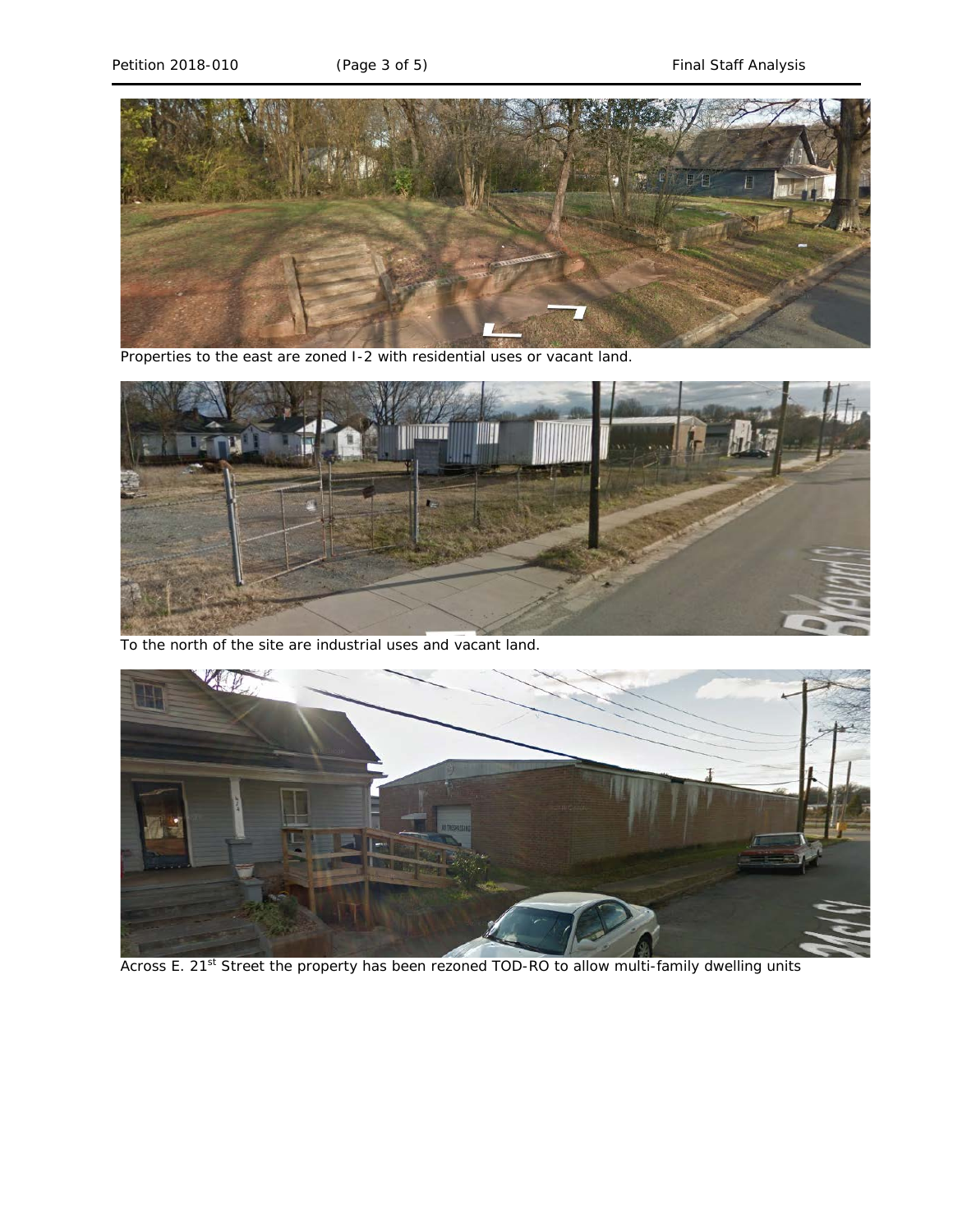Properties to the east are zoned I-2 with residential uses or vacant land.

To the north of the site are industrial uses and vacant land.

Across E. 21st Street the property has been rezoned TOD-RO to allow multi-family dwelling units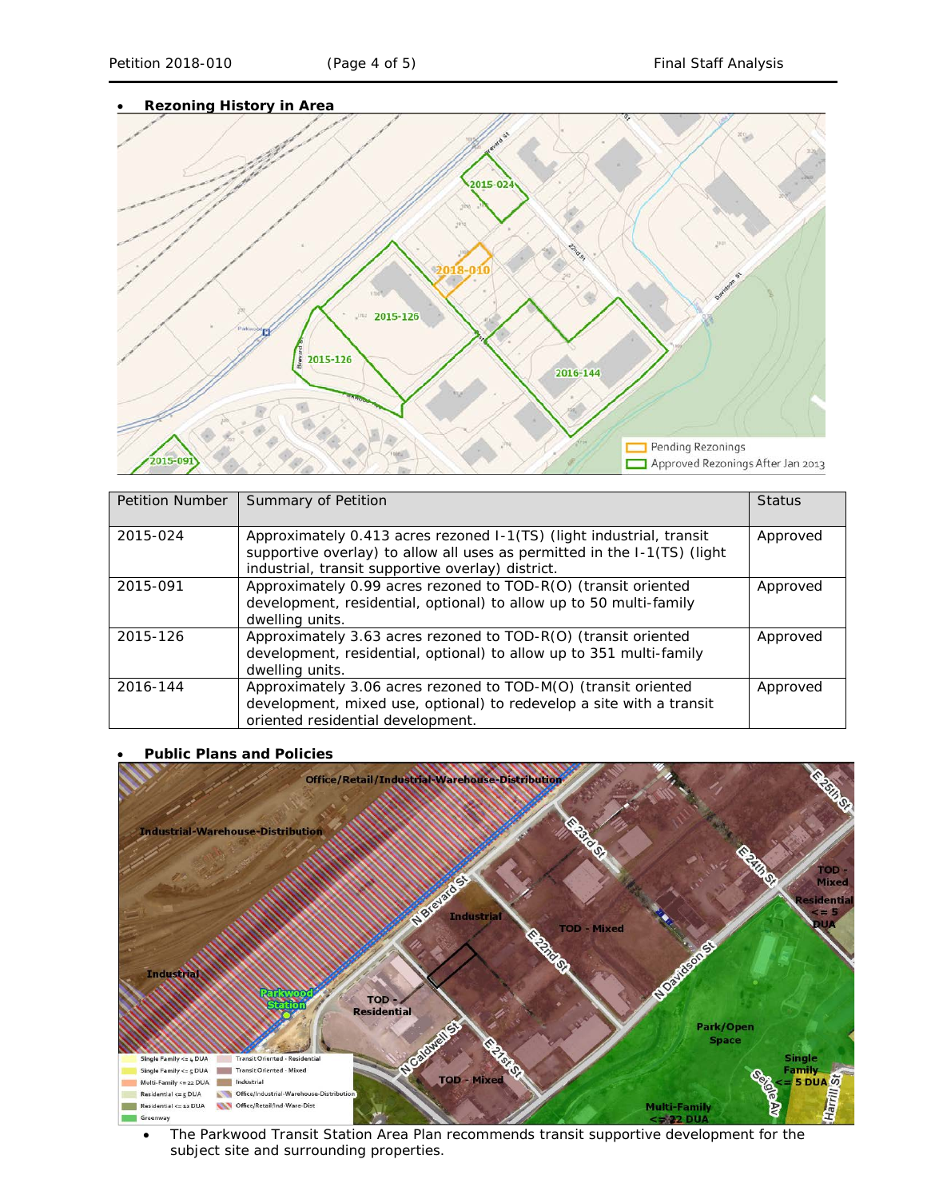- **Rezoning History in Area**

| Petition Number | Summary of Petition | Status |
|---|---|---|
| 2015-024 | Approximately 0.413 acres rezoned I-1(TS) (light industrial, transit supportive overlay) to allow all uses as permitted in the I-1(TS) (light industrial, transit supportive overlay) district. | Approved |
| 2015-091 | Approximately 0.99 acres rezoned to TOD-R(O) (transit oriented development, residential, optional) to allow up to 50 multi-family dwelling units. | Approved |
| 2015-126 | Approximately 3.63 acres rezoned to TOD-R(O) (transit oriented development, residential, optional) to allow up to 351 multi-family dwelling units. | Approved |
| 2016-144 | Approximately 3.06 acres rezoned to TOD-M(O) (transit oriented development, mixed use, optional) to redevelop a site with a transit oriented residential development. | Approved |

- **Public Plans and Policies**

- The Parkwood Transit Station Area Plan recommends transit supportive development for the subject site and surrounding properties.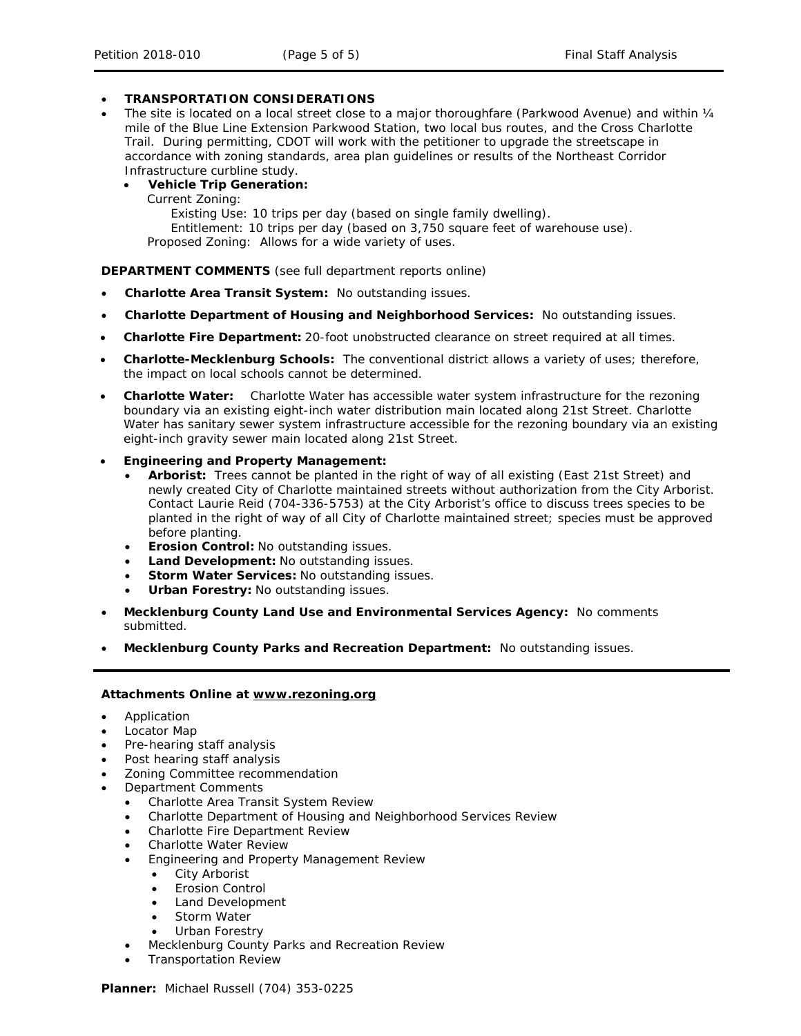- **TRANSPORTATION CONSIDERATIONS**
- The site is located on a local street close to a major thoroughfare (Parkwood Avenue) and within ¼ mile of the Blue Line Extension Parkwood Station, two local bus routes, and the Cross Charlotte Trail. During permitting, CDOT will work with the petitioner to upgrade the streetscape in accordance with zoning standards, area plan guidelines or results of the Northeast Corridor Infrastructure curbline study.
  - **Vehicle Trip Generation:**
    Current Zoning:
        Existing Use: 10 trips per day (based on single family dwelling).
        Entitlement: 10 trips per day (based on 3,750 square feet of warehouse use).
    Proposed Zoning: Allows for a wide variety of uses.

**DEPARTMENT COMMENTS** (see full department reports online)

- **Charlotte Area Transit System:** No outstanding issues.
- **Charlotte Department of Housing and Neighborhood Services:** No outstanding issues.
- **Charlotte Fire Department:** 20-foot unobstructed clearance on street required at all times.
- **Charlotte-Mecklenburg Schools:** The conventional district allows a variety of uses; therefore, the impact on local schools cannot be determined.
- **Charlotte Water:** Charlotte Water has accessible water system infrastructure for the rezoning boundary via an existing eight-inch water distribution main located along 21st Street. Charlotte Water has sanitary sewer system infrastructure accessible for the rezoning boundary via an existing eight-inch gravity sewer main located along 21st Street.
- **Engineering and Property Management:**
  - **Arborist:** Trees cannot be planted in the right of way of all existing (East 21st Street) and newly created City of Charlotte maintained streets without authorization from the City Arborist. Contact Laurie Reid (704-336-5753) at the City Arborist's office to discuss trees species to be planted in the right of way of all City of Charlotte maintained street; species must be approved before planting.
  - **Erosion Control:** No outstanding issues.
  - **Land Development:** No outstanding issues.
  - **Storm Water Services:** No outstanding issues.
  - **Urban Forestry:** No outstanding issues.
- **Mecklenburg County Land Use and Environmental Services Agency:** No comments submitted.
- **Mecklenburg County Parks and Recreation Department:** No outstanding issues.

---

**Attachments Online at www.rezoning.org**

- Application
- Locator Map
- Pre-hearing staff analysis
- Post hearing staff analysis
- Zoning Committee recommendation
- Department Comments
  - Charlotte Area Transit System Review
  - Charlotte Department of Housing and Neighborhood Services Review
  - Charlotte Fire Department Review
  - Charlotte Water Review
  - Engineering and Property Management Review
    - City Arborist
    - Erosion Control
    - Land Development
    - Storm Water
    - Urban Forestry
  - Mecklenburg County Parks and Recreation Review
  - Transportation Review

**Planner:** Michael Russell (704) 353-0225